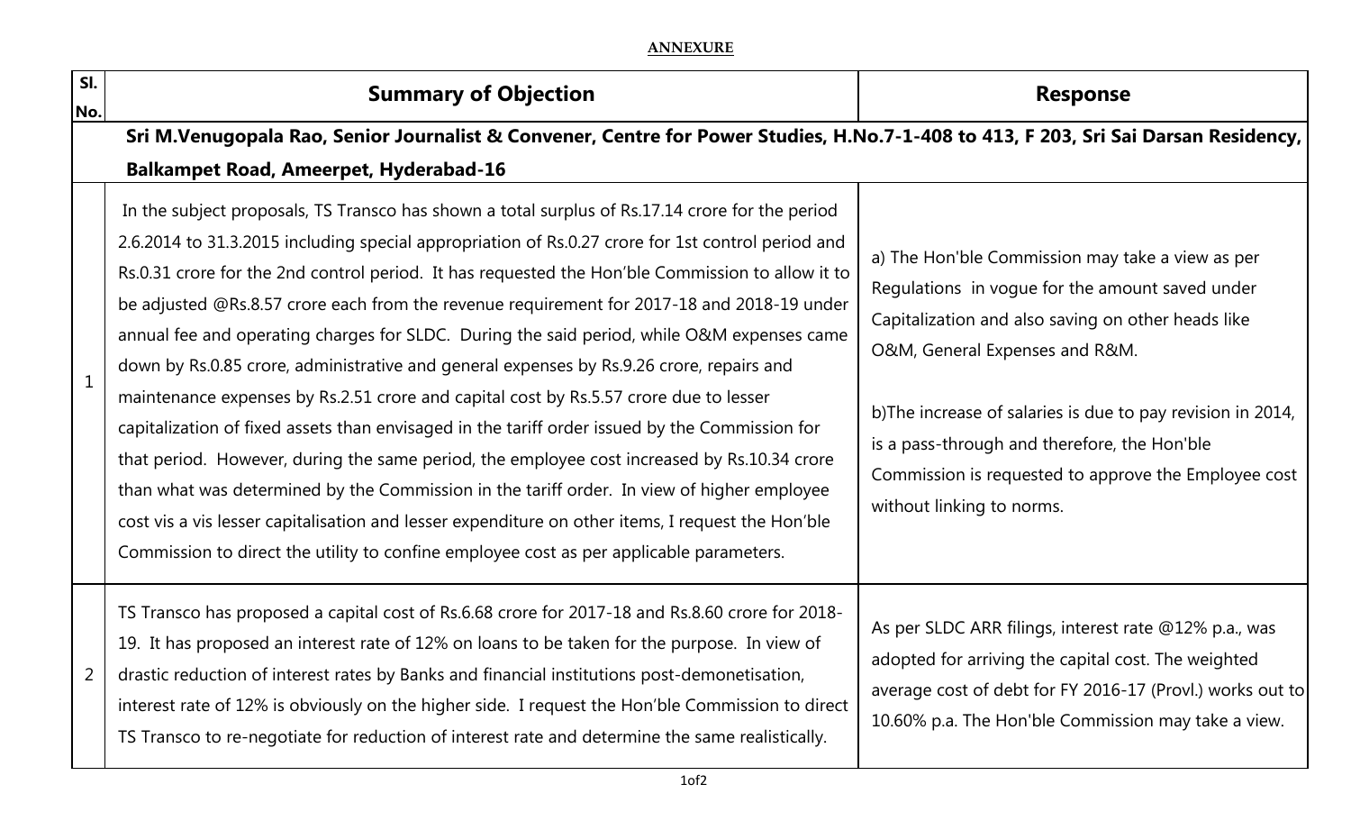**ANNEXURE**

| Sl. No. | Summary of Objection | Response |
|---|---|---|
| | **Sri M.Venugopala Rao, Senior Journalist & Convener, Centre for Power Studies, H.No.7-1-408 to 413, F 203, Sri Sai Darsan Residency, Balkampet Road, Ameerpet, Hyderabad-16** | |
| 1 | In the subject proposals, TS Transco has shown a total surplus of Rs.17.14 crore for the period 2.6.2014 to 31.3.2015 including special appropriation of Rs.0.27 crore for 1st control period and Rs.0.31 crore for the 2nd control period. It has requested the Hon'ble Commission to allow it to be adjusted @Rs.8.57 crore each from the revenue requirement for 2017-18 and 2018-19 under annual fee and operating charges for SLDC. During the said period, while O&M expenses came down by Rs.0.85 crore, administrative and general expenses by Rs.9.26 crore, repairs and maintenance expenses by Rs.2.51 crore and capital cost by Rs.5.57 crore due to lesser capitalization of fixed assets than envisaged in the tariff order issued by the Commission for that period. However, during the same period, the employee cost increased by Rs.10.34 crore than what was determined by the Commission in the tariff order. In view of higher employee cost vis a vis lesser capitalisation and lesser expenditure on other items, I request the Hon'ble Commission to direct the utility to confine employee cost as per applicable parameters. | a) The Hon'ble Commission may take a view as per Regulations in vogue for the amount saved under Capitalization and also saving on other heads like O&M, General Expenses and R&M.<br><br>b)The increase of salaries is due to pay revision in 2014, is a pass-through and therefore, the Hon'ble Commission is requested to approve the Employee cost without linking to norms. |
| 2 | TS Transco has proposed a capital cost of Rs.6.68 crore for 2017-18 and Rs.8.60 crore for 2018-19. It has proposed an interest rate of 12% on loans to be taken for the purpose. In view of drastic reduction of interest rates by Banks and financial institutions post-demonetisation, interest rate of 12% is obviously on the higher side. I request the Hon'ble Commission to direct TS Transco to re-negotiate for reduction of interest rate and determine the same realistically. | As per SLDC ARR filings, interest rate @12% p.a., was adopted for arriving the capital cost. The weighted average cost of debt for FY 2016-17 (Provl.) works out to 10.60% p.a. The Hon'ble Commission may take a view. |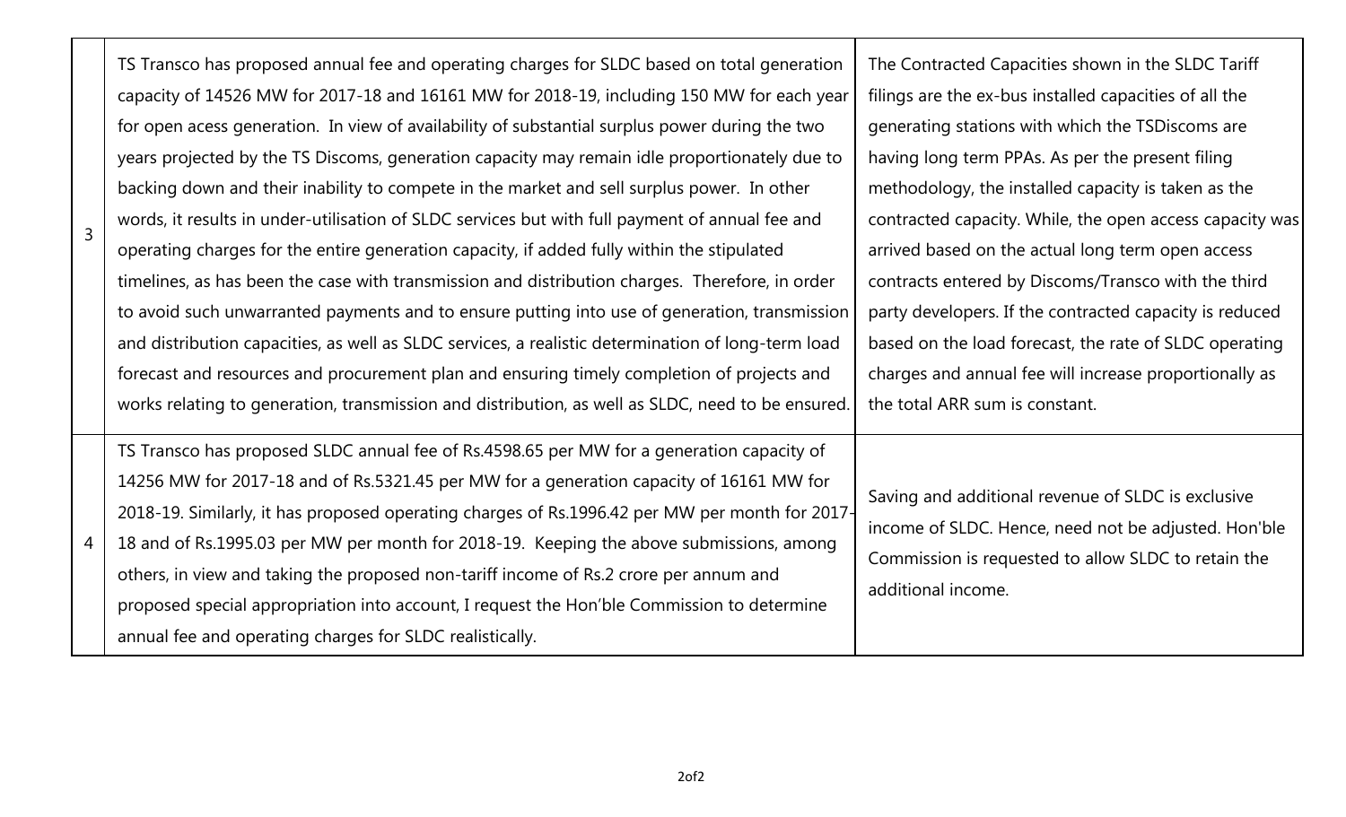| | | |
|---|---|---|
| 3 | TS Transco has proposed annual fee and operating charges for SLDC based on total generation capacity of 14526 MW for 2017-18 and 16161 MW for 2018-19, including 150 MW for each year for open acess generation. In view of availability of substantial surplus power during the two years projected by the TS Discoms, generation capacity may remain idle proportionately due to backing down and their inability to compete in the market and sell surplus power. In other words, it results in under-utilisation of SLDC services but with full payment of annual fee and operating charges for the entire generation capacity, if added fully within the stipulated timelines, as has been the case with transmission and distribution charges. Therefore, in order to avoid such unwarranted payments and to ensure putting into use of generation, transmission and distribution capacities, as well as SLDC services, a realistic determination of long-term load forecast and resources and procurement plan and ensuring timely completion of projects and works relating to generation, transmission and distribution, as well as SLDC, need to be ensured. | The Contracted Capacities shown in the SLDC Tariff filings are the ex-bus installed capacities of all the generating stations with which the TSDiscoms are having long term PPAs. As per the present filing methodology, the installed capacity is taken as the contracted capacity. While, the open access capacity was arrived based on the actual long term open access contracts entered by Discoms/Transco with the third party developers. If the contracted capacity is reduced based on the load forecast, the rate of SLDC operating charges and annual fee will increase proportionally as the total ARR sum is constant. |
| 4 | TS Transco has proposed SLDC annual fee of Rs.4598.65 per MW for a generation capacity of 14256 MW for 2017-18 and of Rs.5321.45 per MW for a generation capacity of 16161 MW for 2018-19. Similarly, it has proposed operating charges of Rs.1996.42 per MW per month for 2017-18 and of Rs.1995.03 per MW per month for 2018-19. Keeping the above submissions, among others, in view and taking the proposed non-tariff income of Rs.2 crore per annum and proposed special appropriation into account, I request the Hon'ble Commission to determine annual fee and operating charges for SLDC realistically. | Saving and additional revenue of SLDC is exclusive income of SLDC. Hence, need not be adjusted. Hon'ble Commission is requested to allow SLDC to retain the additional income. |